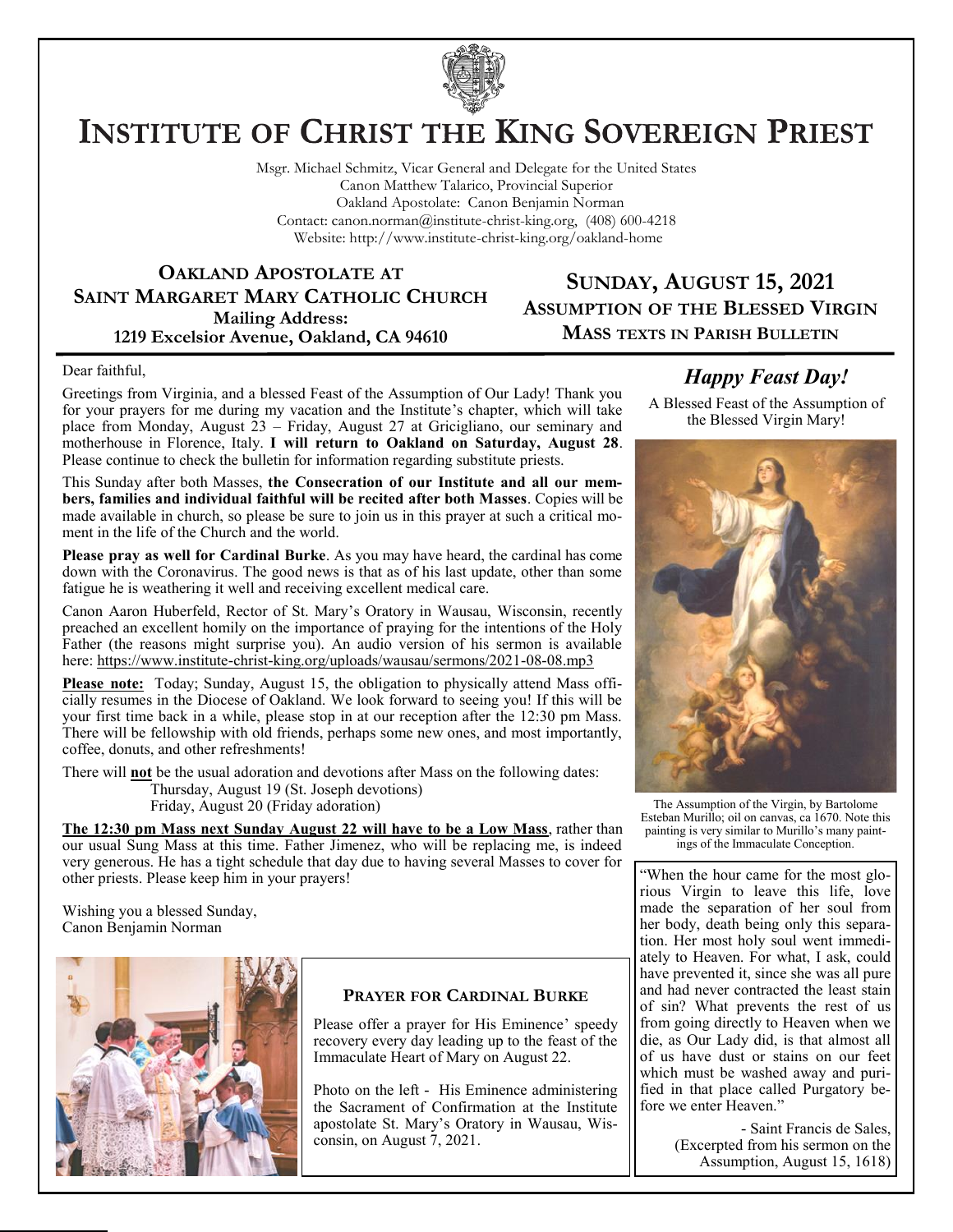# Institute of Christ the King Sovereign Priest

Msgr. Michael Schmitz, Vicar General and Delegate for the United States
Canon Matthew Talarico, Provincial Superior
Oakland Apostolate: Canon Benjamin Norman
Contact: canon.norman@institute-christ-king.org, (408) 600-4218
Website: http://www.institute-christ-king.org/oakland-home

## Oakland Apostolate at Saint Margaret Mary Catholic Church

**Mailing Address:**
**1219 Excelsior Avenue, Oakland, CA 94610**

## Sunday, August 15, 2021

**Assumption of the Blessed Virgin**
**Mass texts in Parish Bulletin**

Dear faithful,

Greetings from Virginia, and a blessed Feast of the Assumption of Our Lady! Thank you for your prayers for me during my vacation and the Institute's chapter, which will take place from Monday, August 23 – Friday, August 27 at Gricigliano, our seminary and motherhouse in Florence, Italy. **I will return to Oakland on Saturday, August 28**. Please continue to check the bulletin for information regarding substitute priests.

This Sunday after both Masses, **the Consecration of our Institute and all our members, families and individual faithful will be recited after both Masses**. Copies will be made available in church, so please be sure to join us in this prayer at such a critical moment in the life of the Church and the world.

**Please pray as well for Cardinal Burke**. As you may have heard, the cardinal has come down with the Coronavirus. The good news is that as of his last update, other than some fatigue he is weathering it well and receiving excellent medical care.

Canon Aaron Huberfeld, Rector of St. Mary's Oratory in Wausau, Wisconsin, recently preached an excellent homily on the importance of praying for the intentions of the Holy Father (the reasons might surprise you). An audio version of his sermon is available here: https://www.institute-christ-king.org/uploads/wausau/sermons/2021-08-08.mp3

**Please note:** Today; Sunday, August 15, the obligation to physically attend Mass officially resumes in the Diocese of Oakland. We look forward to seeing you! If this will be your first time back in a while, please stop in at our reception after the 12:30 pm Mass. There will be fellowship with old friends, perhaps some new ones, and most importantly, coffee, donuts, and other refreshments!

There will **not** be the usual adoration and devotions after Mass on the following dates:

- Thursday, August 19 (St. Joseph devotions)
- Friday, August 20 (Friday adoration)

**The 12:30 pm Mass next Sunday August 22 will have to be a Low Mass**, rather than our usual Sung Mass at this time. Father Jimenez, who will be replacing me, is indeed very generous. He has a tight schedule that day due to having several Masses to cover for other priests. Please keep him in your prayers!

Wishing you a blessed Sunday,
Canon Benjamin Norman

### Prayer for Cardinal Burke

Please offer a prayer for His Eminence' speedy recovery every day leading up to the feast of the Immaculate Heart of Mary on August 22.

Photo on the left - His Eminence administering the Sacrament of Confirmation at the Institute apostolate St. Mary's Oratory in Wausau, Wisconsin, on August 7, 2021.

## *Happy Feast Day!*

A Blessed Feast of the Assumption of the Blessed Virgin Mary!

The Assumption of the Virgin, by Bartolome Esteban Murillo; oil on canvas, ca 1670. Note this painting is very similar to Murillo's many paintings of the Immaculate Conception.

"When the hour came for the most glorious Virgin to leave this life, love made the separation of her soul from her body, death being only this separation. Her most holy soul went immediately to Heaven. For what, I ask, could have prevented it, since she was all pure and had never contracted the least stain of sin? What prevents the rest of us from going directly to Heaven when we die, as Our Lady did, is that almost all of us have dust or stains on our feet which must be washed away and purified in that place called Purgatory before we enter Heaven."

- Saint Francis de Sales,
(Excerpted from his sermon on the Assumption, August 15, 1618)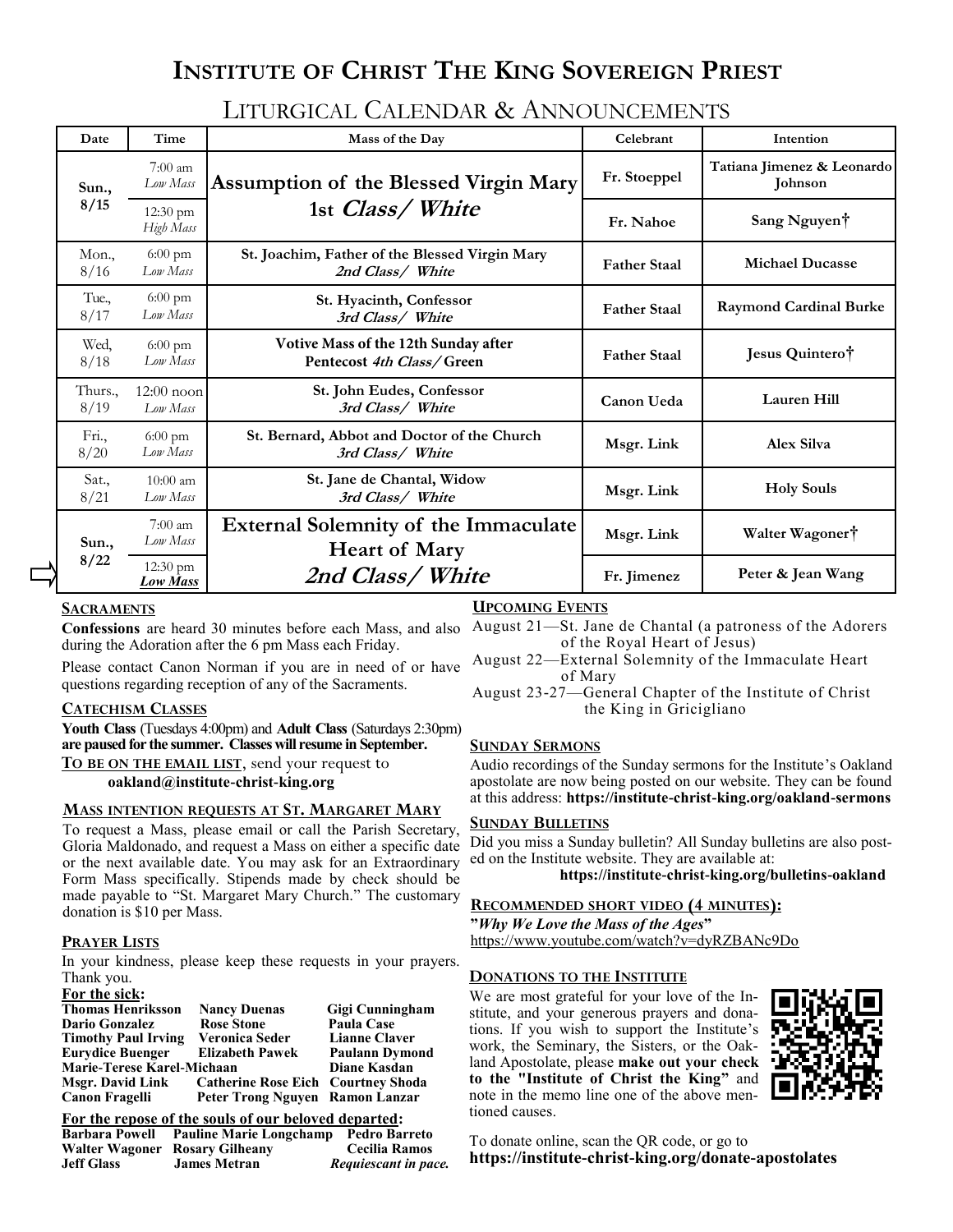# Institute of Christ The King Sovereign Priest

## Liturgical Calendar & Announcements

| Date | Time | Mass of the Day | Celebrant | Intention |
|---|---|---|---|---|
| Sun., 8/15 | 7:00 am *Low Mass* | **Assumption of the Blessed Virgin Mary** 1st *Class/ White* | Fr. Stoeppel | Tatiana Jimenez & Leonardo Johnson |
| | 12:30 pm *High Mass* | | Fr. Nahoe | Sang Nguyen† |
| Mon., 8/16 | 6:00 pm *Low Mass* | **St. Joachim, Father of the Blessed Virgin Mary** *2nd Class/ White* | Father Staal | Michael Ducasse |
| Tue., 8/17 | 6:00 pm *Low Mass* | **St. Hyacinth, Confessor** *3rd Class/ White* | Father Staal | Raymond Cardinal Burke |
| Wed, 8/18 | 6:00 pm *Low Mass* | **Votive Mass of the 12th Sunday after Pentecost** *4th Class/* **Green** | Father Staal | Jesus Quintero† |
| Thurs., 8/19 | 12:00 noon *Low Mass* | **St. John Eudes, Confessor** *3rd Class/ White* | Canon Ueda | Lauren Hill |
| Fri., 8/20 | 6:00 pm *Low Mass* | **St. Bernard, Abbot and Doctor of the Church** *3rd Class/ White* | Msgr. Link | Alex Silva |
| Sat., 8/21 | 10:00 am *Low Mass* | **St. Jane de Chantal, Widow** *3rd Class/ White* | Msgr. Link | Holy Souls |
| Sun., 8/22 | 7:00 am *Low Mass* | **External Solemnity of the Immaculate Heart of Mary** *2nd Class/ White* | Msgr. Link | Walter Wagoner† |
| | 12:30 pm ***Low Mass*** | | Fr. Jimenez | Peter & Jean Wang |

### Sacraments

**Confessions** are heard 30 minutes before each Mass, and also during the Adoration after the 6 pm Mass each Friday.

Please contact Canon Norman if you are in need of or have questions regarding reception of any of the Sacraments.

### Catechism Classes

**Youth Class** (Tuesdays 4:00pm) and **Adult Class** (Saturdays 2:30pm) **are paused for the summer. Classes will resume in September.**

**To be on the email list**, send your request to **oakland@institute-christ-king.org**

### Mass intention requests at St. Margaret Mary

To request a Mass, please email or call the Parish Secretary, Gloria Maldonado, and request a Mass on either a specific date or the next available date. You may ask for an Extraordinary Form Mass specifically. Stipends made by check should be made payable to "St. Margaret Mary Church." The customary donation is $10 per Mass.

### Prayer Lists

In your kindness, please keep these requests in your prayers. Thank you.

**For the sick:**

**Thomas Henriksson, Nancy Duenas, Gigi Cunningham, Dario Gonzalez, Rose Stone, Paula Case, Timothy Paul Irving, Veronica Seder, Lianne Claver, Eurydice Buenger, Elizabeth Pawek, Paulann Dymond, Marie-Terese Karel-Michaan, Diane Kasdan, Msgr. David Link, Catherine Rose Eich, Courtney Shoda, Canon Fragelli, Peter Trong Nguyen, Ramon Lanzar**

**For the repose of the souls of our beloved departed:**

**Barbara Powell, Pauline Marie Longchamp, Pedro Barreto, Walter Wagoner, Rosary Gilheany, Cecilia Ramos, Jeff Glass, James Metran** ***Requiescant in pace.***

### Upcoming Events

August 21—St. Jane de Chantal (a patroness of the Adorers of the Royal Heart of Jesus)
August 22—External Solemnity of the Immaculate Heart of Mary
August 23-27—General Chapter of the Institute of Christ the King in Gricigliano

### Sunday Sermons

Audio recordings of the Sunday sermons for the Institute's Oakland apostolate are now being posted on our website. They can be found at this address: **https://institute-christ-king.org/oakland-sermons**

### Sunday Bulletins

Did you miss a Sunday bulletin? All Sunday bulletins are also posted on the Institute website. They are available at:
**https://institute-christ-king.org/bulletins-oakland**

### Recommended short video (4 minutes):

**"*Why We Love the Mass of the Ages*"**
https://www.youtube.com/watch?v=dyRZBANc9Do

### Donations to the Institute

We are most grateful for your love of the Institute, and your generous prayers and donations. If you wish to support the Institute's work, the Seminary, the Sisters, or the Oakland Apostolate, please **make out your check to the "Institute of Christ the King"** and note in the memo line one of the above mentioned causes.

To donate online, scan the QR code, or go to
**https://institute-christ-king.org/donate-apostolates**